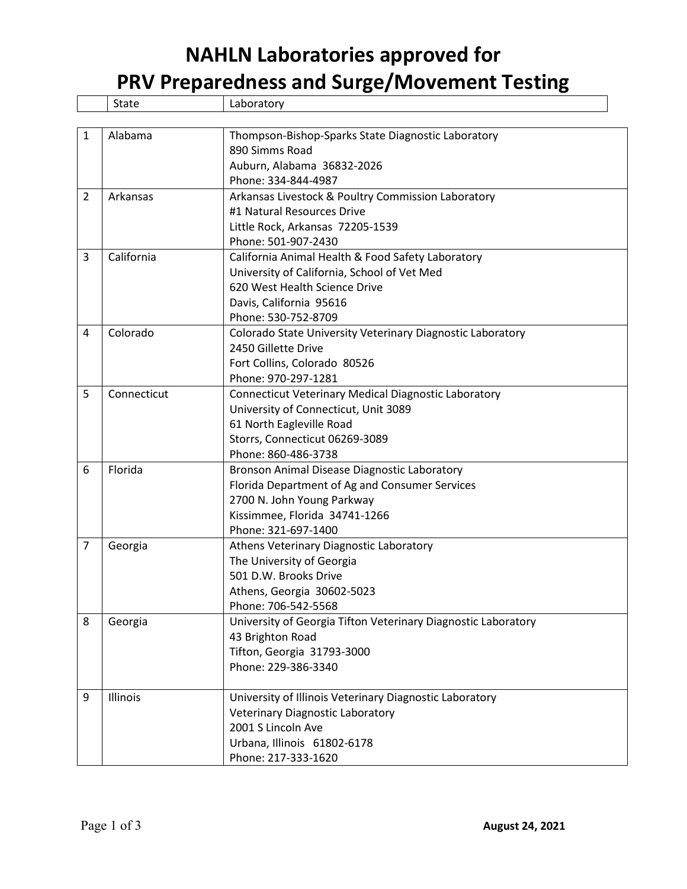# NAHLN Laboratories approved for PRV Preparedness and Surge/Movement Testing

| | State | Laboratory |
|---|---|---|
| 1 | Alabama | Thompson-Bishop-Sparks State Diagnostic Laboratory<br>890 Simms Road<br>Auburn, Alabama 36832-2026<br>Phone: 334-844-4987 |
| 2 | Arkansas | Arkansas Livestock & Poultry Commission Laboratory<br>#1 Natural Resources Drive<br>Little Rock, Arkansas 72205-1539<br>Phone: 501-907-2430 |
| 3 | California | California Animal Health & Food Safety Laboratory<br>University of California, School of Vet Med<br>620 West Health Science Drive<br>Davis, California 95616<br>Phone: 530-752-8709 |
| 4 | Colorado | Colorado State University Veterinary Diagnostic Laboratory<br>2450 Gillette Drive<br>Fort Collins, Colorado 80526<br>Phone: 970-297-1281 |
| 5 | Connecticut | Connecticut Veterinary Medical Diagnostic Laboratory<br>University of Connecticut, Unit 3089<br>61 North Eagleville Road<br>Storrs, Connecticut 06269-3089<br>Phone: 860-486-3738 |
| 6 | Florida | Bronson Animal Disease Diagnostic Laboratory<br>Florida Department of Ag and Consumer Services<br>2700 N. John Young Parkway<br>Kissimmee, Florida 34741-1266<br>Phone: 321-697-1400 |
| 7 | Georgia | Athens Veterinary Diagnostic Laboratory<br>The University of Georgia<br>501 D.W. Brooks Drive<br>Athens, Georgia 30602-5023<br>Phone: 706-542-5568 |
| 8 | Georgia | University of Georgia Tifton Veterinary Diagnostic Laboratory<br>43 Brighton Road<br>Tifton, Georgia 31793-3000<br>Phone: 229-386-3340 |
| 9 | Illinois | University of Illinois Veterinary Diagnostic Laboratory<br>Veterinary Diagnostic Laboratory<br>2001 S Lincoln Ave<br>Urbana, Illinois 61802-6178<br>Phone: 217-333-1620 |

**August 24, 2021**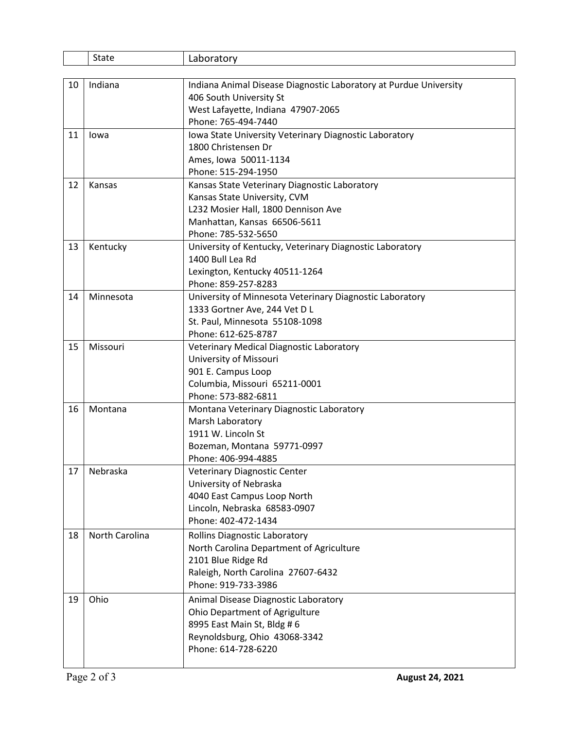|  | State | Laboratory |
|---|---|---|
| 10 | Indiana | Indiana Animal Disease Diagnostic Laboratory at Purdue University<br>406 South University St<br>West Lafayette, Indiana 47907-2065<br>Phone: 765-494-7440 |
| 11 | Iowa | Iowa State University Veterinary Diagnostic Laboratory<br>1800 Christensen Dr<br>Ames, Iowa 50011-1134<br>Phone: 515-294-1950 |
| 12 | Kansas | Kansas State Veterinary Diagnostic Laboratory<br>Kansas State University, CVM<br>L232 Mosier Hall, 1800 Dennison Ave<br>Manhattan, Kansas 66506-5611<br>Phone: 785-532-5650 |
| 13 | Kentucky | University of Kentucky, Veterinary Diagnostic Laboratory<br>1400 Bull Lea Rd<br>Lexington, Kentucky 40511-1264<br>Phone: 859-257-8283 |
| 14 | Minnesota | University of Minnesota Veterinary Diagnostic Laboratory<br>1333 Gortner Ave, 244 Vet D L<br>St. Paul, Minnesota 55108-1098<br>Phone: 612-625-8787 |
| 15 | Missouri | Veterinary Medical Diagnostic Laboratory<br>University of Missouri<br>901 E. Campus Loop<br>Columbia, Missouri 65211-0001<br>Phone: 573-882-6811 |
| 16 | Montana | Montana Veterinary Diagnostic Laboratory<br>Marsh Laboratory<br>1911 W. Lincoln St<br>Bozeman, Montana 59771-0997<br>Phone: 406-994-4885 |
| 17 | Nebraska | Veterinary Diagnostic Center<br>University of Nebraska<br>4040 East Campus Loop North<br>Lincoln, Nebraska 68583-0907<br>Phone: 402-472-1434 |
| 18 | North Carolina | Rollins Diagnostic Laboratory<br>North Carolina Department of Agriculture<br>2101 Blue Ridge Rd<br>Raleigh, North Carolina 27607-6432<br>Phone: 919-733-3986 |
| 19 | Ohio | Animal Disease Diagnostic Laboratory<br>Ohio Department of Agrigulture<br>8995 East Main St, Bldg # 6<br>Reynoldsburg, Ohio 43068-3342<br>Phone: 614-728-6220 |

**August 24, 2021**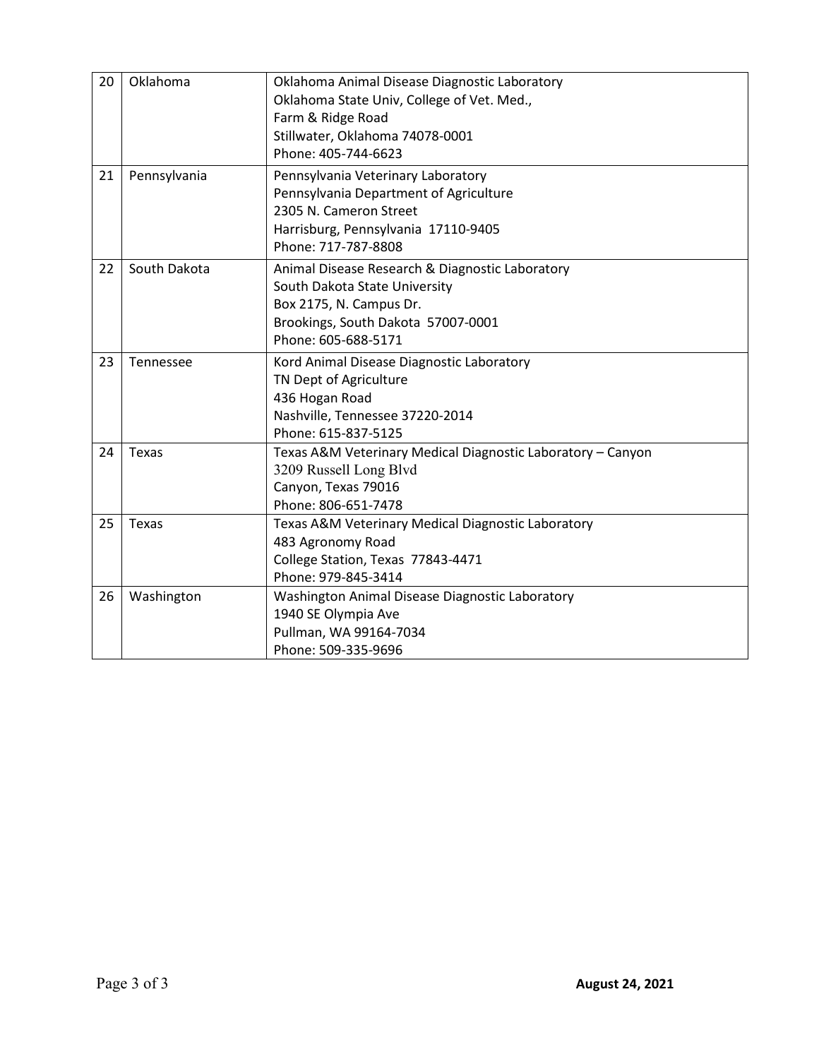| | | |
|---|---|---|
| 20 | Oklahoma | Oklahoma Animal Disease Diagnostic Laboratory<br>Oklahoma State Univ, College of Vet. Med.,<br>Farm & Ridge Road<br>Stillwater, Oklahoma 74078-0001<br>Phone: 405-744-6623 |
| 21 | Pennsylvania | Pennsylvania Veterinary Laboratory<br>Pennsylvania Department of Agriculture<br>2305 N. Cameron Street<br>Harrisburg, Pennsylvania 17110-9405<br>Phone: 717-787-8808 |
| 22 | South Dakota | Animal Disease Research & Diagnostic Laboratory<br>South Dakota State University<br>Box 2175, N. Campus Dr.<br>Brookings, South Dakota 57007-0001<br>Phone: 605-688-5171 |
| 23 | Tennessee | Kord Animal Disease Diagnostic Laboratory<br>TN Dept of Agriculture<br>436 Hogan Road<br>Nashville, Tennessee 37220-2014<br>Phone: 615-837-5125 |
| 24 | Texas | Texas A&M Veterinary Medical Diagnostic Laboratory – Canyon<br>3209 Russell Long Blvd<br>Canyon, Texas 79016<br>Phone: 806-651-7478 |
| 25 | Texas | Texas A&M Veterinary Medical Diagnostic Laboratory<br>483 Agronomy Road<br>College Station, Texas 77843-4471<br>Phone: 979-845-3414 |
| 26 | Washington | Washington Animal Disease Diagnostic Laboratory<br>1940 SE Olympia Ave<br>Pullman, WA 99164-7034<br>Phone: 509-335-9696 |

**August 24, 2021**